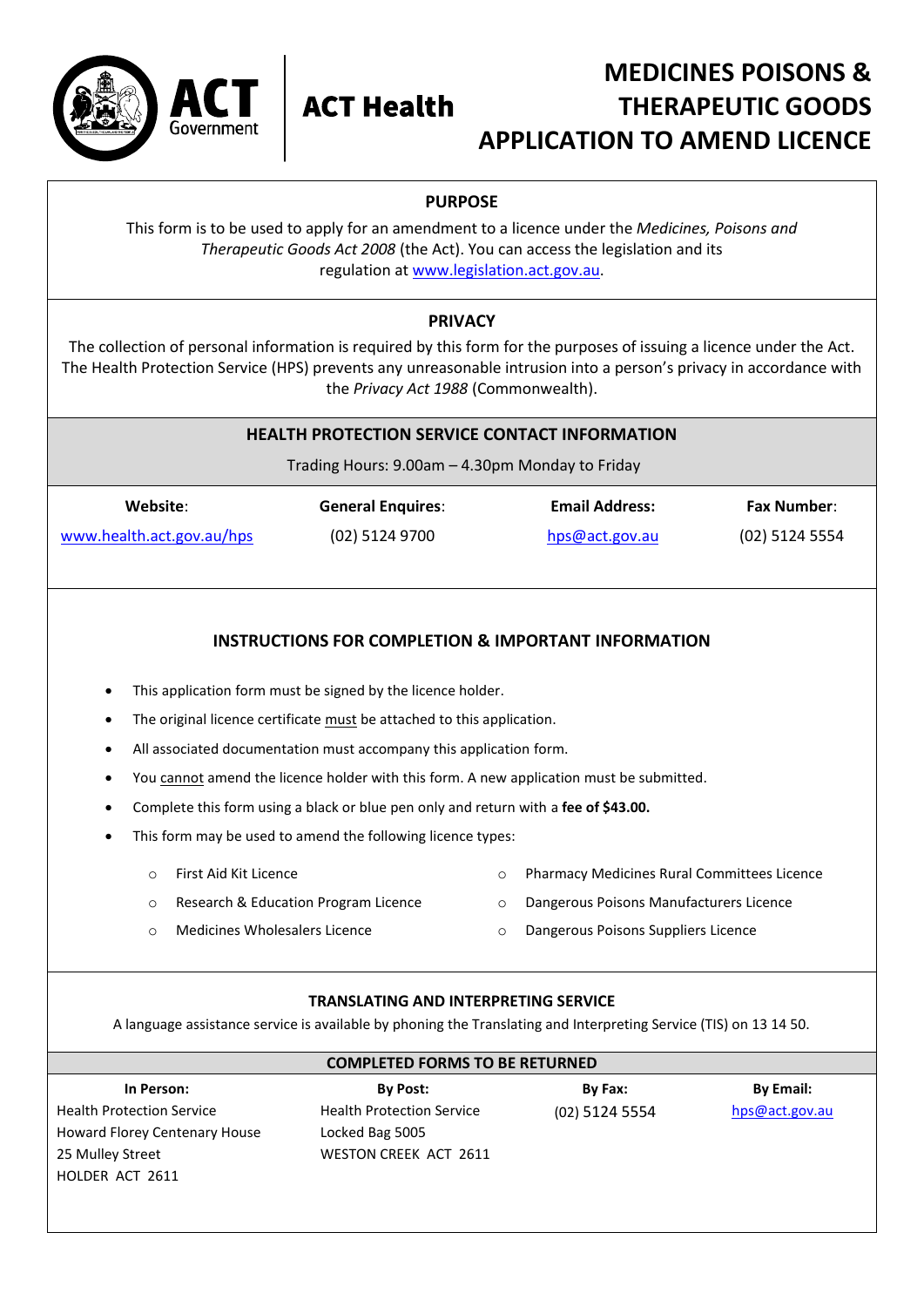ACT Government | ACT Health

# MEDICINES POISONS & THERAPEUTIC GOODS APPLICATION TO AMEND LICENCE

## PURPOSE

This form is to be used to apply for an amendment to a licence under the *Medicines, Poisons and Therapeutic Goods Act 2008* (the Act). You can access the legislation and its regulation at www.legislation.act.gov.au.

## PRIVACY

The collection of personal information is required by this form for the purposes of issuing a licence under the Act. The Health Protection Service (HPS) prevents any unreasonable intrusion into a person's privacy in accordance with the *Privacy Act 1988* (Commonwealth).

## HEALTH PROTECTION SERVICE CONTACT INFORMATION

Trading Hours: 9.00am – 4.30pm Monday to Friday

| Website: | General Enquires: | Email Address: | Fax Number: |
|---|---|---|---|
| www.health.act.gov.au/hps | (02) 5124 9700 | hps@act.gov.au | (02) 5124 5554 |

## INSTRUCTIONS FOR COMPLETION & IMPORTANT INFORMATION

- This application form must be signed by the licence holder.
- The original licence certificate must be attached to this application.
- All associated documentation must accompany this application form.
- You cannot amend the licence holder with this form. A new application must be submitted.
- Complete this form using a black or blue pen only and return with a **fee of $43.00.**
- This form may be used to amend the following licence types:
  - First Aid Kit Licence
  - Research & Education Program Licence
  - Medicines Wholesalers Licence
  - Pharmacy Medicines Rural Committees Licence
  - Dangerous Poisons Manufacturers Licence
  - Dangerous Poisons Suppliers Licence

## TRANSLATING AND INTERPRETING SERVICE

A language assistance service is available by phoning the Translating and Interpreting Service (TIS) on 13 14 50.

## COMPLETED FORMS TO BE RETURNED

| In Person: | By Post: | By Fax: | By Email: |
|---|---|---|---|
| Health Protection Service<br>Howard Florey Centenary House<br>25 Mulley Street<br>HOLDER ACT 2611 | Health Protection Service<br>Locked Bag 5005<br>WESTON CREEK ACT 2611 | (02) 5124 5554 | hps@act.gov.au |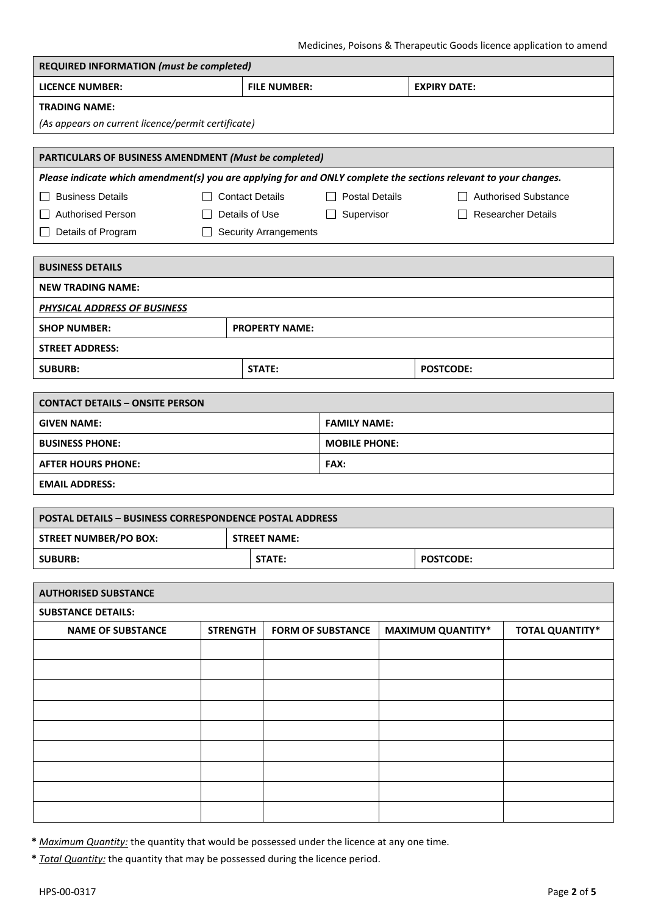| **REQUIRED INFORMATION** *(must be completed)* | | |
|---|---|---|
| **LICENCE NUMBER:** | **FILE NUMBER:** | **EXPIRY DATE:** |
| **TRADING NAME:** *(As appears on current licence/permit certificate)* | | |

| **PARTICULARS OF BUSINESS AMENDMENT** *(Must be completed)* | | | |
|---|---|---|---|
| ***Please indicate which amendment(s) you are applying for and ONLY complete the sections relevant to your changes.*** | | | |
| ☐ Business Details | ☐ Contact Details | ☐ Postal Details | ☐ Authorised Substance |
| ☐ Authorised Person | ☐ Details of Use | ☐ Supervisor | ☐ Researcher Details |
| ☐ Details of Program | ☐ Security Arrangements | | |

| **BUSINESS DETAILS** | | |
|---|---|---|
| **NEW TRADING NAME:** | | |
| ***PHYSICAL ADDRESS OF BUSINESS*** | | |
| **SHOP NUMBER:** | **PROPERTY NAME:** | |
| **STREET ADDRESS:** | | |
| **SUBURB:** | **STATE:** | **POSTCODE:** |

| **CONTACT DETAILS – ONSITE PERSON** | |
|---|---|
| **GIVEN NAME:** | **FAMILY NAME:** |
| **BUSINESS PHONE:** | **MOBILE PHONE:** |
| **AFTER HOURS PHONE:** | **FAX:** |
| **EMAIL ADDRESS:** | |

| **POSTAL DETAILS – BUSINESS CORRESPONDENCE POSTAL ADDRESS** | | |
|---|---|---|
| **STREET NUMBER/PO BOX:** | **STREET NAME:** | |
| **SUBURB:** | **STATE:** | **POSTCODE:** |

**AUTHORISED SUBSTANCE**

**SUBSTANCE DETAILS:**

| NAME OF SUBSTANCE | STRENGTH | FORM OF SUBSTANCE | MAXIMUM QUANTITY* | TOTAL QUANTITY* |
|---|---|---|---|---|
| | | | | |
| | | | | |
| | | | | |
| | | | | |
| | | | | |
| | | | | |
| | | | | |
| | | | | |
| | | | | |

**\*** *Maximum Quantity:* the quantity that would be possessed under the licence at any one time.

**\*** *Total Quantity:* the quantity that may be possessed during the licence period.

HPS-00-0317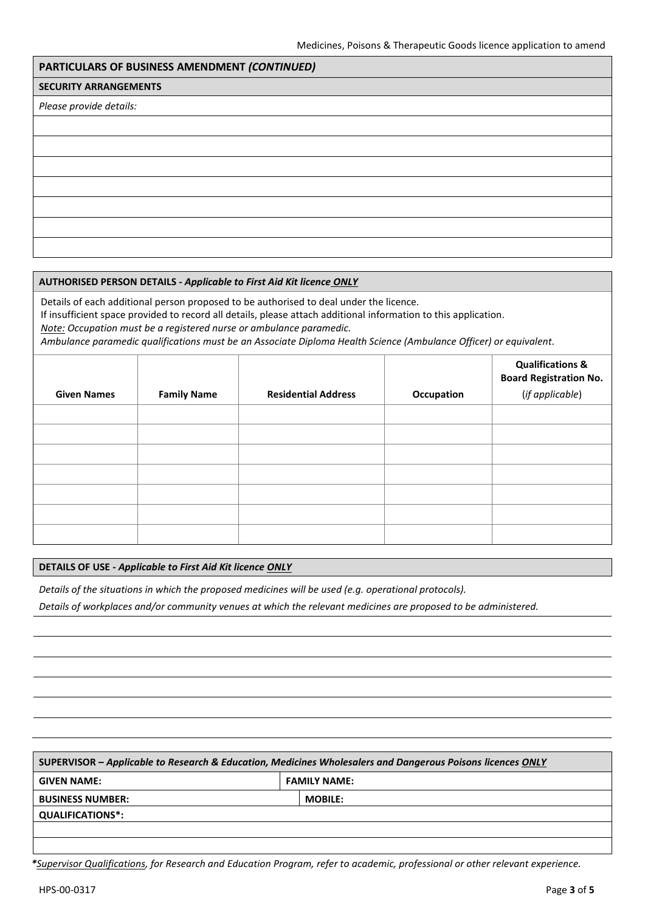## PARTICULARS OF BUSINESS AMENDMENT *(CONTINUED)*

### SECURITY ARRANGEMENTS

*Please provide details:*

| |
|---|
| |
| |
| |
| |
| |
| |
| |

### AUTHORISED PERSON DETAILS - *Applicable to First Aid Kit licence* ***ONLY***

Details of each additional person proposed to be authorised to deal under the licence.

If insufficient space provided to record all details, please attach additional information to this application.

*Note: Occupation must be a registered nurse or ambulance paramedic.*

*Ambulance paramedic qualifications must be an Associate Diploma Health Science (Ambulance Officer) or equivalent.*

| Given Names | Family Name | Residential Address | Occupation | Qualifications & Board Registration No. (*if applicable*) |
|---|---|---|---|---|
| | | | | |
| | | | | |
| | | | | |
| | | | | |
| | | | | |
| | | | | |
| | | | | |

### DETAILS OF USE - *Applicable to First Aid Kit licence* ***ONLY***

*Details of the situations in which the proposed medicines will be used (e.g. operational protocols).*

*Details of workplaces and/or community venues at which the relevant medicines are proposed to be administered.*

| |
|---|
| |
| |
| |
| |
| |
| |

### SUPERVISOR – *Applicable to Research & Education, Medicines Wholesalers and Dangerous Poisons licences* ***ONLY***

| | |
|---|---|
| **GIVEN NAME:** | **FAMILY NAME:** |
| **BUSINESS NUMBER:** | **MOBILE:** |
| **QUALIFICATIONS*:** | |
| | |
| | |

**\***<u>*Supervisor Qualifications*</u>*, for Research and Education Program, refer to academic, professional or other relevant experience.*

HPS-00-0317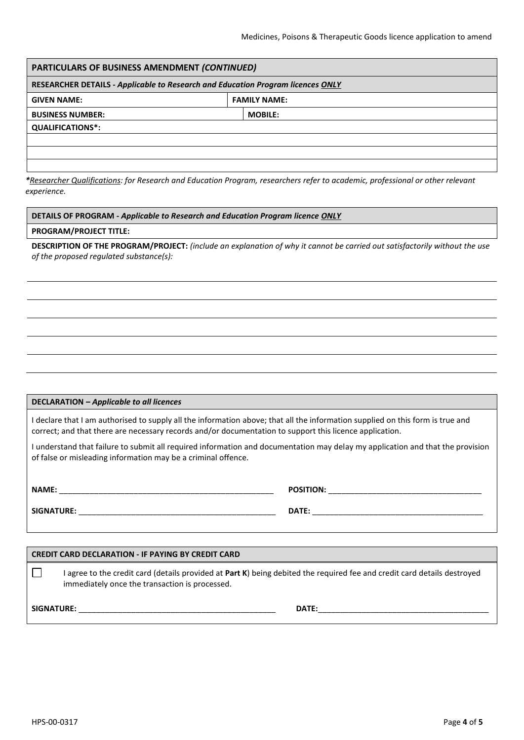## PARTICULARS OF BUSINESS AMENDMENT *(CONTINUED)*

**RESEARCHER DETAILS -** ***Applicable to Research and Education Program licences ONLY***

| **GIVEN NAME:** | **FAMILY NAME:** |
|---|---|
| **BUSINESS NUMBER:** | **MOBILE:** |
| **QUALIFICATIONS*:** | |
| | |
| | |
| | |

***Researcher Qualifications**: for Research and Education Program, researchers refer to academic, professional or other relevant experience.*

**DETAILS OF PROGRAM -** ***Applicable to Research and Education Program licence ONLY***

**PROGRAM/PROJECT TITLE:**

**DESCRIPTION OF THE PROGRAM/PROJECT:** *(include an explanation of why it cannot be carried out satisfactorily without the use of the proposed regulated substance(s):*

______________________________________________________________________

______________________________________________________________________

______________________________________________________________________

______________________________________________________________________

______________________________________________________________________

**DECLARATION –** ***Applicable to all licences***

I declare that I am authorised to supply all the information above; that all the information supplied on this form is true and correct; and that there are necessary records and/or documentation to support this licence application.

I understand that failure to submit all required information and documentation may delay my application and that the provision of false or misleading information may be a criminal offence.

**NAME:** ______________________________ **POSITION:** ______________________________

**SIGNATURE:** ______________________________ **DATE:** ______________________________

**CREDIT CARD DECLARATION - IF PAYING BY CREDIT CARD**

☐ I agree to the credit card (details provided at **Part K**) being debited the required fee and credit card details destroyed immediately once the transaction is processed.

**SIGNATURE:** ______________________________ **DATE:** ______________________________

HPS-00-0317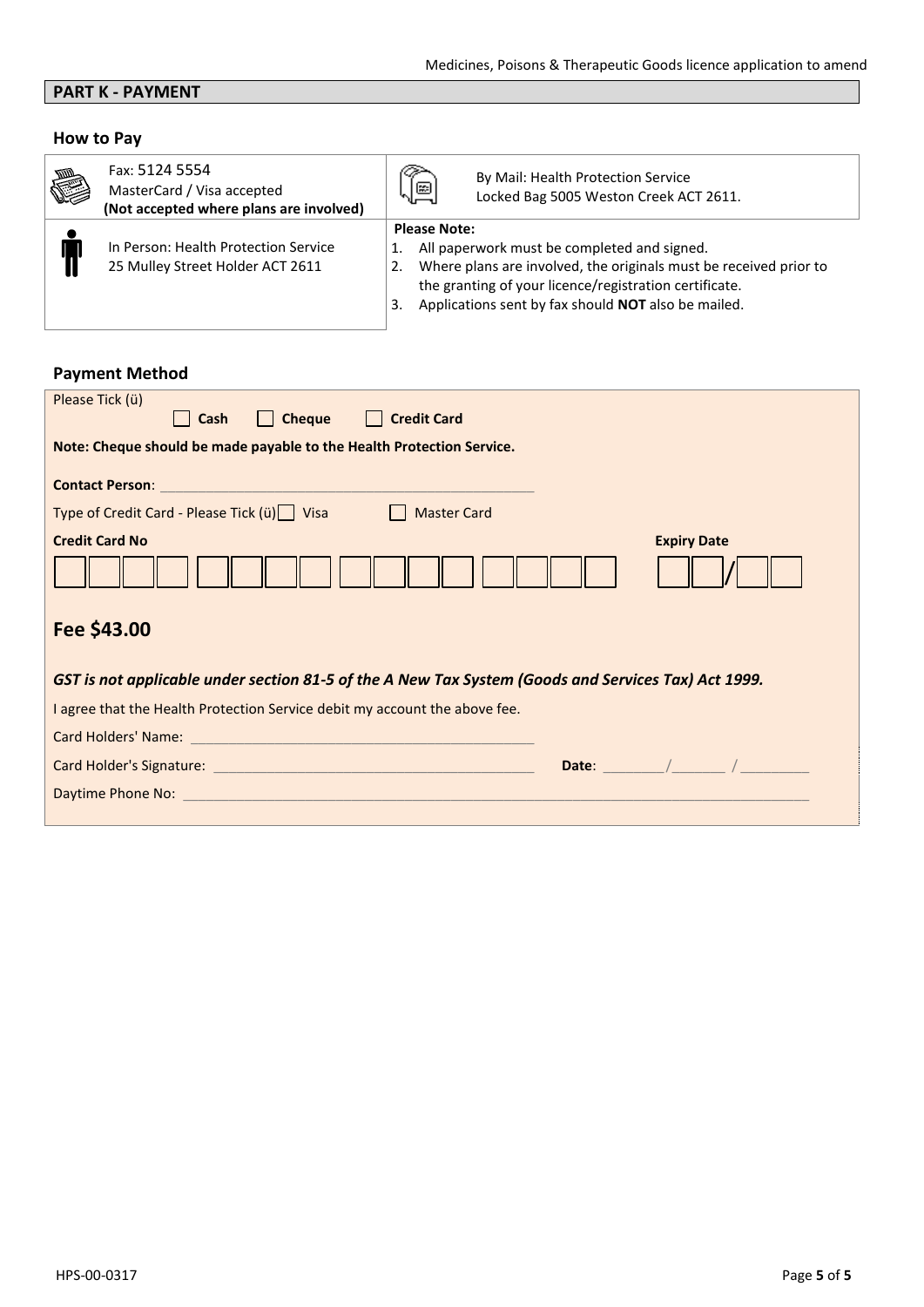## PART K - PAYMENT

### How to Pay

| | |
|---|---|
| Fax: 5124 5554<br>MasterCard / Visa accepted<br>**(Not accepted where plans are involved)** | By Mail: Health Protection Service<br>Locked Bag 5005 Weston Creek ACT 2611. |
| In Person: Health Protection Service<br>25 Mulley Street Holder ACT 2611 | **Please Note:**<br>1. All paperwork must be completed and signed.<br>2. Where plans are involved, the originals must be received prior to the granting of your licence/registration certificate.<br>3. Applications sent by fax should **NOT** also be mailed. |

### Payment Method

Please Tick (ü)

☐ **Cash** ☐ **Cheque** ☐ **Credit Card**

**Note: Cheque should be made payable to the Health Protection Service.**

**Contact Person**: ______________________________

Type of Credit Card - Please Tick (ü) ☐ Visa ☐ Master Card

**Credit Card No** ☐☐☐☐ ☐☐☐☐ ☐☐☐☐ ☐☐☐☐

**Expiry Date** ☐☐/☐☐

## Fee $43.00

***GST is not applicable under section 81-5 of the A New Tax System (Goods and Services Tax) Act 1999.***

I agree that the Health Protection Service debit my account the above fee.

Card Holders' Name: ______________________________

Card Holder's Signature: ______________________________ **Date**: ______/______/______

Daytime Phone No: ______________________________